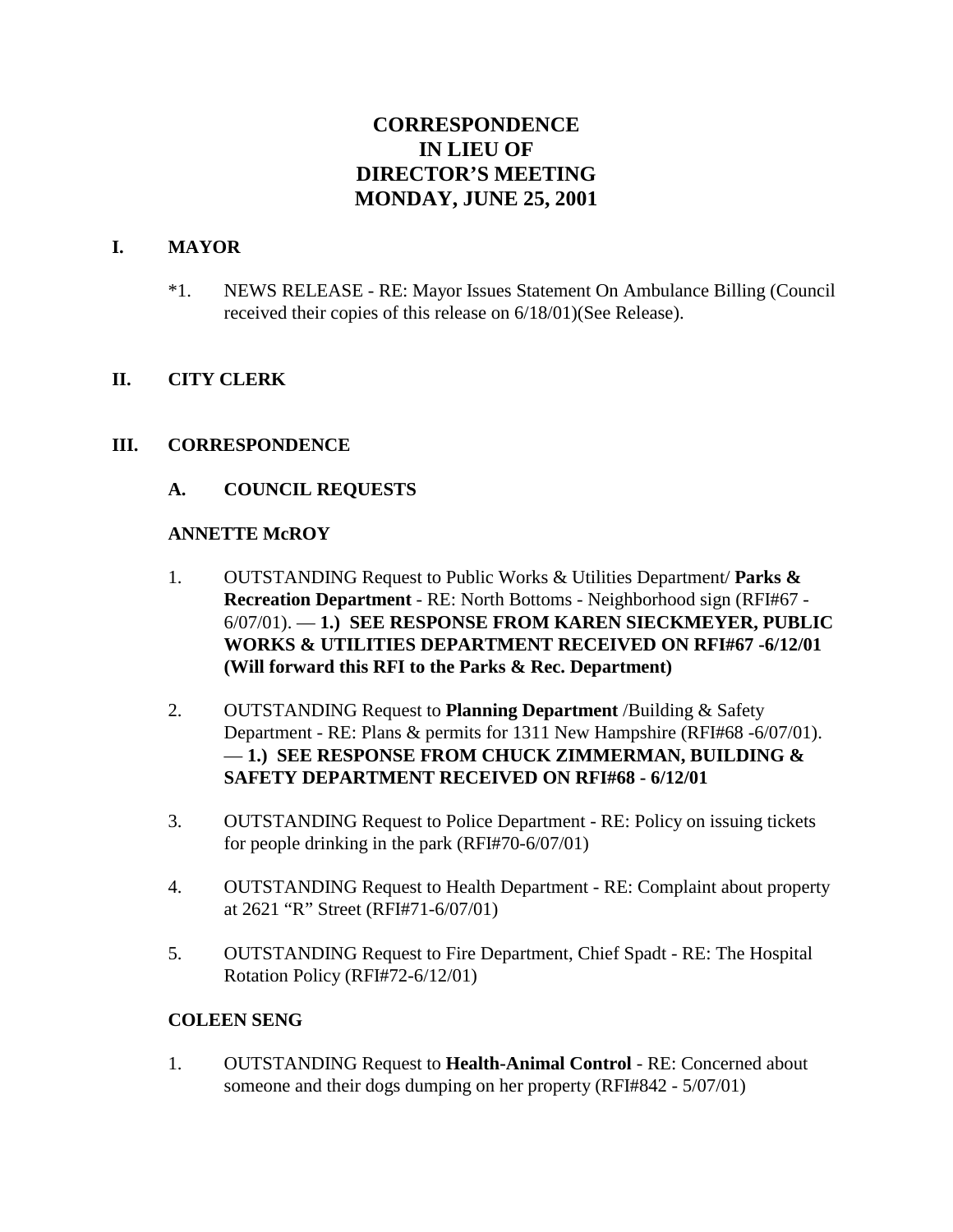# CORRESPONDENCE
# IN LIEU OF
# DIRECTOR'S MEETING
# MONDAY, JUNE 25, 2001

## I. MAYOR

*1. NEWS RELEASE - RE: Mayor Issues Statement On Ambulance Billing (Council received their copies of this release on 6/18/01)(See Release).

## II. CITY CLERK

## III. CORRESPONDENCE

### A. COUNCIL REQUESTS

**ANNETTE McROY**

1. OUTSTANDING Request to Public Works & Utilities Department/ **Parks & Recreation Department** - RE: North Bottoms - Neighborhood sign (RFI#67 - 6/07/01). — **1.) SEE RESPONSE FROM KAREN SIECKMEYER, PUBLIC WORKS & UTILITIES DEPARTMENT RECEIVED ON RFI#67 -6/12/01 (Will forward this RFI to the Parks & Rec. Department)**

2. OUTSTANDING Request to **Planning Department** /Building & Safety Department - RE: Plans & permits for 1311 New Hampshire (RFI#68 -6/07/01). — **1.) SEE RESPONSE FROM CHUCK ZIMMERMAN, BUILDING & SAFETY DEPARTMENT RECEIVED ON RFI#68 - 6/12/01**

3. OUTSTANDING Request to Police Department - RE: Policy on issuing tickets for people drinking in the park (RFI#70-6/07/01)

4. OUTSTANDING Request to Health Department - RE: Complaint about property at 2621 "R" Street (RFI#71-6/07/01)

5. OUTSTANDING Request to Fire Department, Chief Spadt - RE: The Hospital Rotation Policy (RFI#72-6/12/01)

**COLEEN SENG**

1. OUTSTANDING Request to **Health-Animal Control** - RE: Concerned about someone and their dogs dumping on her property (RFI#842 - 5/07/01)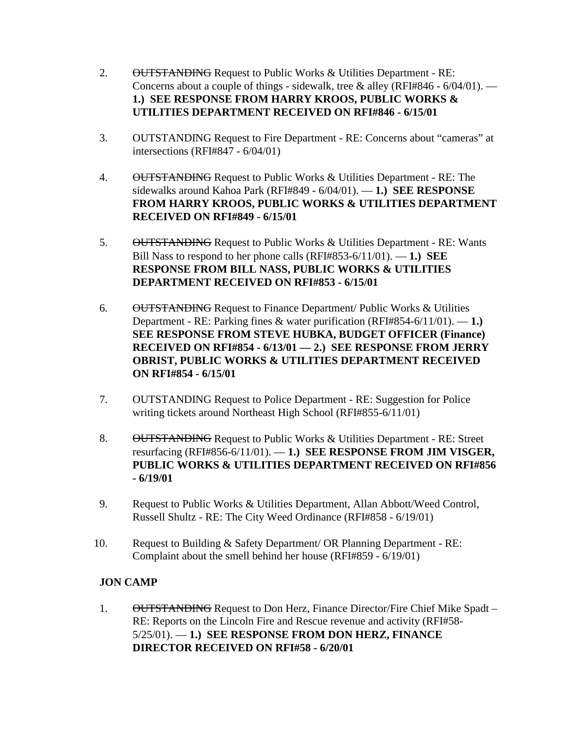2. ~~OUTSTANDING~~ Request to Public Works & Utilities Department - RE: Concerns about a couple of things - sidewalk, tree & alley (RFI#846 - 6/04/01). — **1.) SEE RESPONSE FROM HARRY KROOS, PUBLIC WORKS & UTILITIES DEPARTMENT RECEIVED ON RFI#846 - 6/15/01**

3. OUTSTANDING Request to Fire Department - RE: Concerns about "cameras" at intersections (RFI#847 - 6/04/01)

4. ~~OUTSTANDING~~ Request to Public Works & Utilities Department - RE: The sidewalks around Kahoa Park (RFI#849 - 6/04/01). — **1.) SEE RESPONSE FROM HARRY KROOS, PUBLIC WORKS & UTILITIES DEPARTMENT RECEIVED ON RFI#849 - 6/15/01**

5. ~~OUTSTANDING~~ Request to Public Works & Utilities Department - RE: Wants Bill Nass to respond to her phone calls (RFI#853-6/11/01). — **1.) SEE RESPONSE FROM BILL NASS, PUBLIC WORKS & UTILITIES DEPARTMENT RECEIVED ON RFI#853 - 6/15/01**

6. ~~OUTSTANDING~~ Request to Finance Department/ Public Works & Utilities Department - RE: Parking fines & water purification (RFI#854-6/11/01). — **1.) SEE RESPONSE FROM STEVE HUBKA, BUDGET OFFICER (Finance) RECEIVED ON RFI#854 - 6/13/01 — 2.) SEE RESPONSE FROM JERRY OBRIST, PUBLIC WORKS & UTILITIES DEPARTMENT RECEIVED ON RFI#854 - 6/15/01**

7. OUTSTANDING Request to Police Department - RE: Suggestion for Police writing tickets around Northeast High School (RFI#855-6/11/01)

8. ~~OUTSTANDING~~ Request to Public Works & Utilities Department - RE: Street resurfacing (RFI#856-6/11/01). — **1.) SEE RESPONSE FROM JIM VISGER, PUBLIC WORKS & UTILITIES DEPARTMENT RECEIVED ON RFI#856 - 6/19/01**

9. Request to Public Works & Utilities Department, Allan Abbott/Weed Control, Russell Shultz - RE: The City Weed Ordinance (RFI#858 - 6/19/01)

10. Request to Building & Safety Department/ OR Planning Department - RE: Complaint about the smell behind her house (RFI#859 - 6/19/01)

**JON CAMP**

1. ~~OUTSTANDING~~ Request to Don Herz, Finance Director/Fire Chief Mike Spadt – RE: Reports on the Lincoln Fire and Rescue revenue and activity (RFI#58-5/25/01). — **1.) SEE RESPONSE FROM DON HERZ, FINANCE DIRECTOR RECEIVED ON RFI#58 - 6/20/01**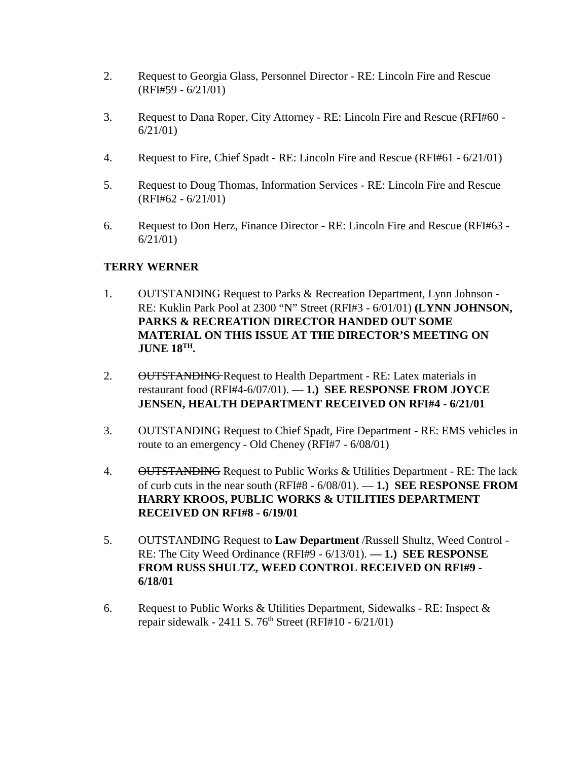2. Request to Georgia Glass, Personnel Director - RE: Lincoln Fire and Rescue (RFI#59 - 6/21/01)

3. Request to Dana Roper, City Attorney - RE: Lincoln Fire and Rescue (RFI#60 - 6/21/01)

4. Request to Fire, Chief Spadt - RE: Lincoln Fire and Rescue (RFI#61 - 6/21/01)

5. Request to Doug Thomas, Information Services - RE: Lincoln Fire and Rescue (RFI#62 - 6/21/01)

6. Request to Don Herz, Finance Director - RE: Lincoln Fire and Rescue (RFI#63 - 6/21/01)

**TERRY WERNER**

1. OUTSTANDING Request to Parks & Recreation Department, Lynn Johnson - RE: Kuklin Park Pool at 2300 "N" Street (RFI#3 - 6/01/01) **(LYNN JOHNSON, PARKS & RECREATION DIRECTOR HANDED OUT SOME MATERIAL ON THIS ISSUE AT THE DIRECTOR'S MEETING ON JUNE 18TH.**

2. ~~OUTSTANDING~~ Request to Health Department - RE: Latex materials in restaurant food (RFI#4-6/07/01). — **1.) SEE RESPONSE FROM JOYCE JENSEN, HEALTH DEPARTMENT RECEIVED ON RFI#4 - 6/21/01**

3. OUTSTANDING Request to Chief Spadt, Fire Department - RE: EMS vehicles in route to an emergency - Old Cheney (RFI#7 - 6/08/01)

4. ~~OUTSTANDING~~ Request to Public Works & Utilities Department - RE: The lack of curb cuts in the near south (RFI#8 - 6/08/01). — **1.) SEE RESPONSE FROM HARRY KROOS, PUBLIC WORKS & UTILITIES DEPARTMENT RECEIVED ON RFI#8 - 6/19/01**

5. OUTSTANDING Request to **Law Department** /Russell Shultz, Weed Control - RE: The City Weed Ordinance (RFI#9 - 6/13/01). **— 1.) SEE RESPONSE FROM RUSS SHULTZ, WEED CONTROL RECEIVED ON RFI#9 - 6/18/01**

6. Request to Public Works & Utilities Department, Sidewalks - RE: Inspect & repair sidewalk - 2411 S. 76th Street (RFI#10 - 6/21/01)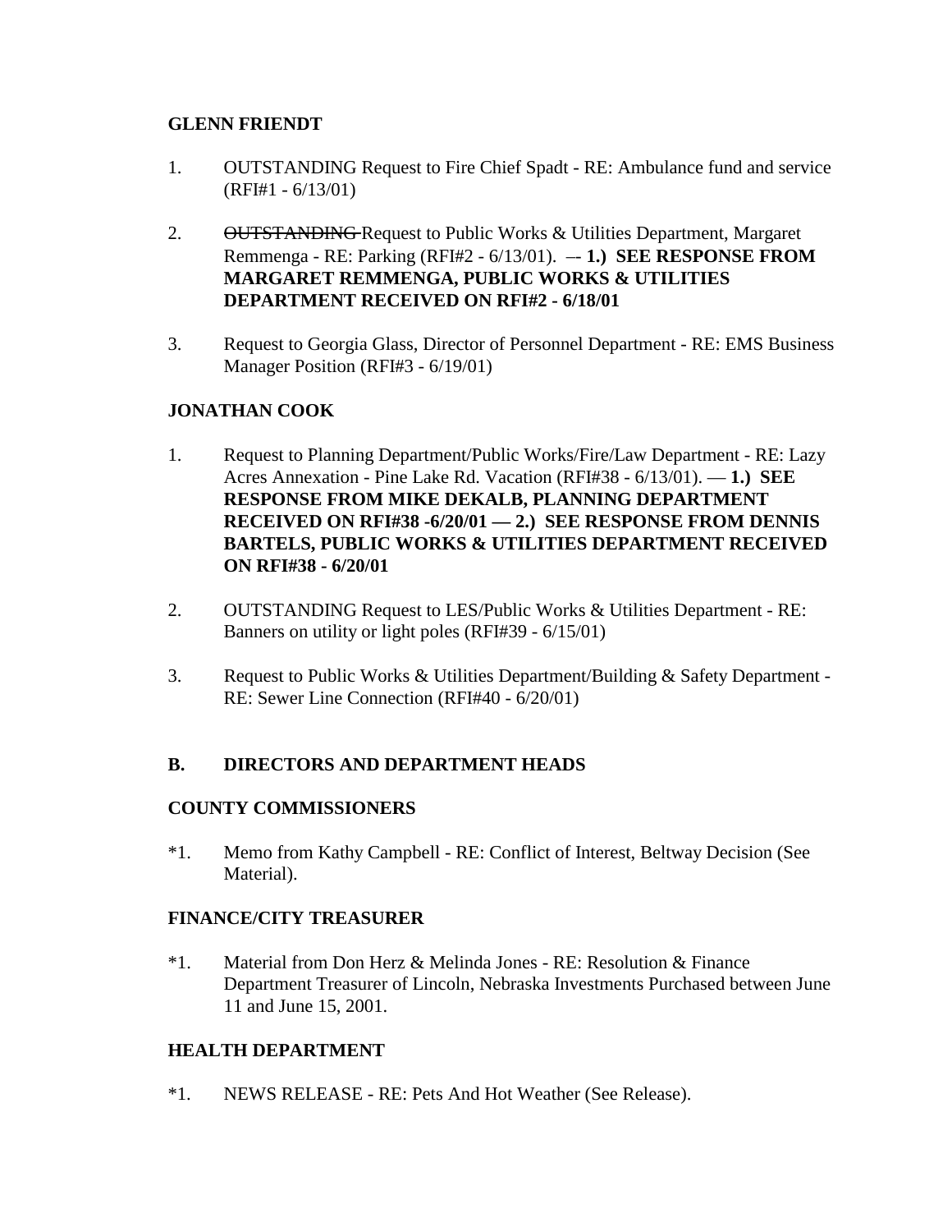**GLENN FRIENDT**

1. OUTSTANDING Request to Fire Chief Spadt - RE: Ambulance fund and service (RFI#1 - 6/13/01)

2. ~~OUTSTANDING~~ Request to Public Works & Utilities Department, Margaret Remmenga - RE: Parking (RFI#2 - 6/13/01). –- **1.) SEE RESPONSE FROM MARGARET REMMENGA, PUBLIC WORKS & UTILITIES DEPARTMENT RECEIVED ON RFI#2 - 6/18/01**

3. Request to Georgia Glass, Director of Personnel Department - RE: EMS Business Manager Position (RFI#3 - 6/19/01)

**JONATHAN COOK**

1. Request to Planning Department/Public Works/Fire/Law Department - RE: Lazy Acres Annexation - Pine Lake Rd. Vacation (RFI#38 - 6/13/01). — **1.) SEE RESPONSE FROM MIKE DEKALB, PLANNING DEPARTMENT RECEIVED ON RFI#38 -6/20/01 — 2.) SEE RESPONSE FROM DENNIS BARTELS, PUBLIC WORKS & UTILITIES DEPARTMENT RECEIVED ON RFI#38 - 6/20/01**

2. OUTSTANDING Request to LES/Public Works & Utilities Department - RE: Banners on utility or light poles (RFI#39 - 6/15/01)

3. Request to Public Works & Utilities Department/Building & Safety Department - RE: Sewer Line Connection (RFI#40 - 6/20/01)

**B. DIRECTORS AND DEPARTMENT HEADS**

**COUNTY COMMISSIONERS**

*1. Memo from Kathy Campbell - RE: Conflict of Interest, Beltway Decision (See Material).

**FINANCE/CITY TREASURER**

*1. Material from Don Herz & Melinda Jones - RE: Resolution & Finance Department Treasurer of Lincoln, Nebraska Investments Purchased between June 11 and June 15, 2001.

**HEALTH DEPARTMENT**

*1. NEWS RELEASE - RE: Pets And Hot Weather (See Release).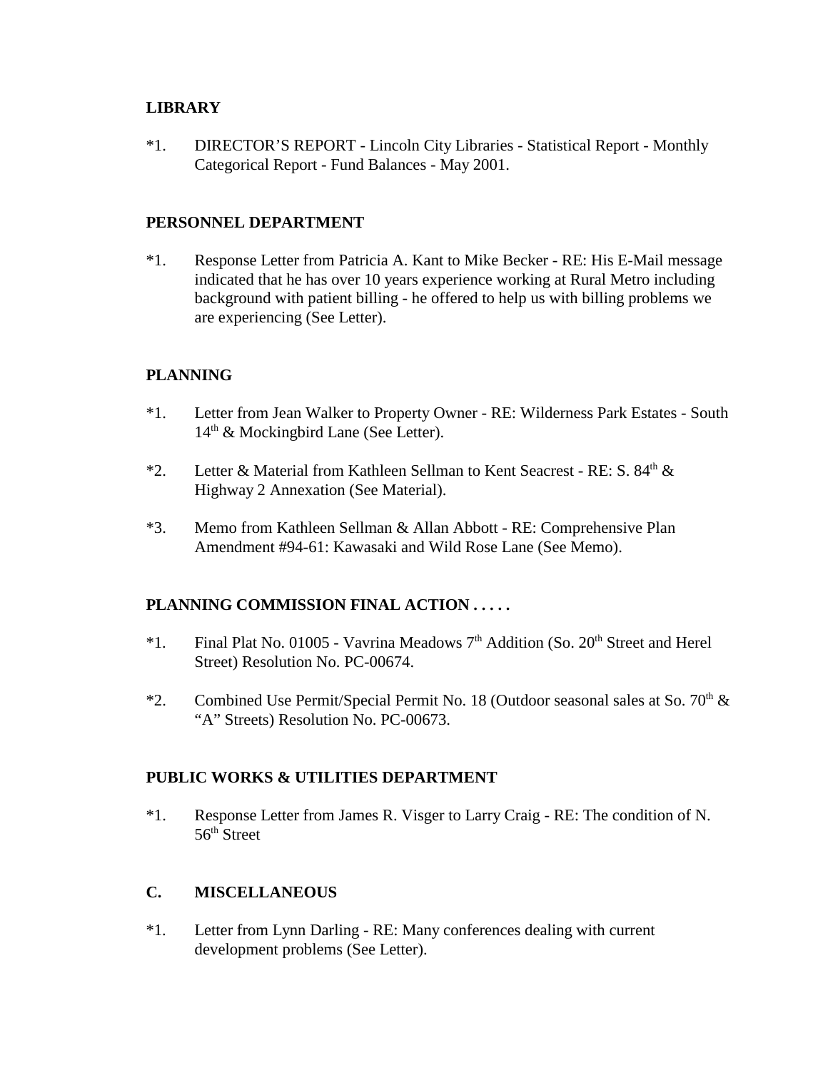**LIBRARY**

*1. DIRECTOR'S REPORT - Lincoln City Libraries - Statistical Report - Monthly Categorical Report - Fund Balances - May 2001.

**PERSONNEL DEPARTMENT**

*1. Response Letter from Patricia A. Kant to Mike Becker - RE: His E-Mail message indicated that he has over 10 years experience working at Rural Metro including background with patient billing - he offered to help us with billing problems we are experiencing (See Letter).

**PLANNING**

*1. Letter from Jean Walker to Property Owner - RE: Wilderness Park Estates - South 14th & Mockingbird Lane (See Letter).

*2. Letter & Material from Kathleen Sellman to Kent Seacrest - RE: S. 84th & Highway 2 Annexation (See Material).

*3. Memo from Kathleen Sellman & Allan Abbott - RE: Comprehensive Plan Amendment #94-61: Kawasaki and Wild Rose Lane (See Memo).

**PLANNING COMMISSION FINAL ACTION . . . . .**

*1. Final Plat No. 01005 - Vavrina Meadows 7th Addition (So. 20th Street and Herel Street) Resolution No. PC-00674.

*2. Combined Use Permit/Special Permit No. 18 (Outdoor seasonal sales at So. 70th & "A" Streets) Resolution No. PC-00673.

**PUBLIC WORKS & UTILITIES DEPARTMENT**

*1. Response Letter from James R. Visger to Larry Craig - RE: The condition of N. 56th Street

**C. MISCELLANEOUS**

*1. Letter from Lynn Darling - RE: Many conferences dealing with current development problems (See Letter).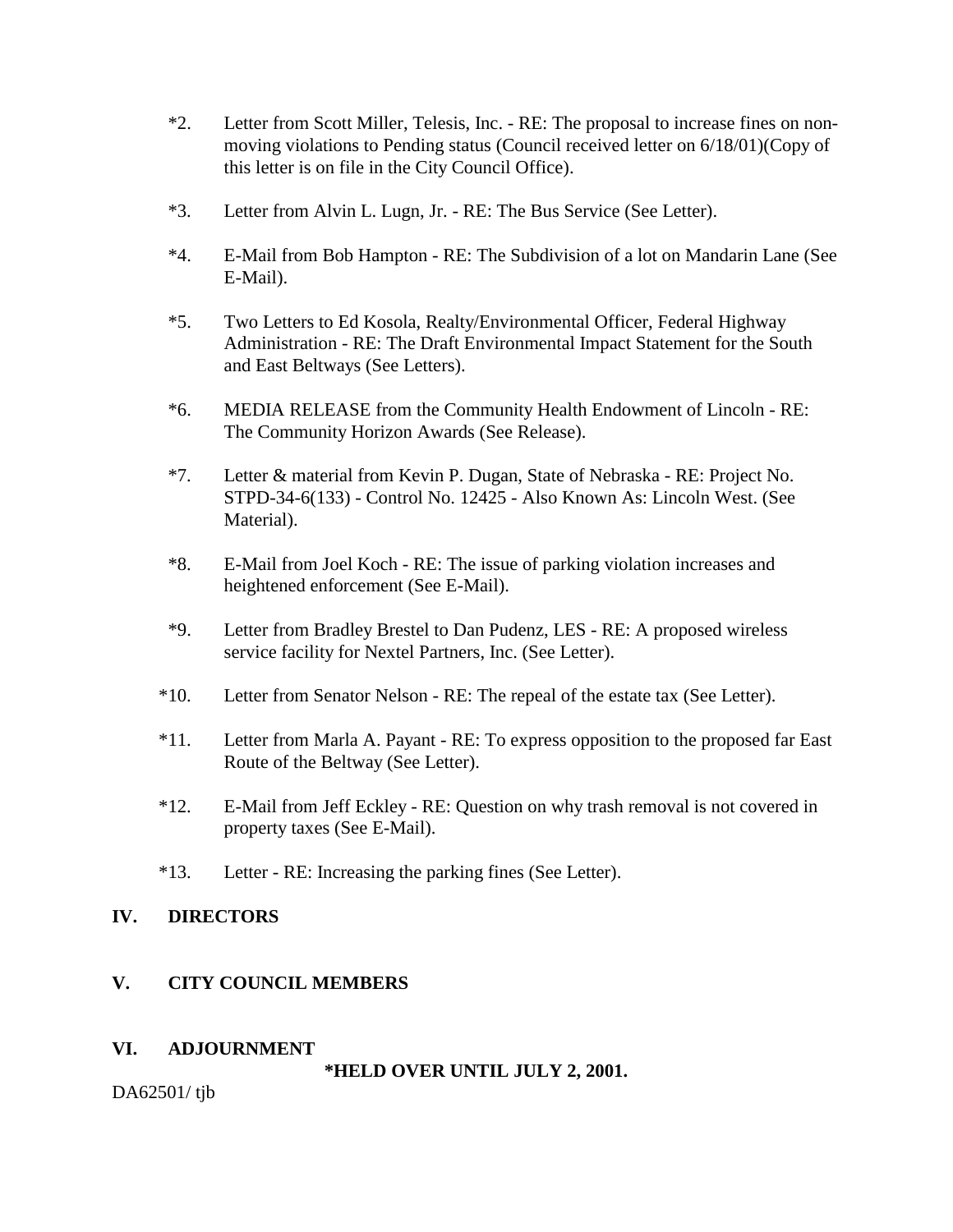*2. Letter from Scott Miller, Telesis, Inc. - RE: The proposal to increase fines on non-moving violations to Pending status (Council received letter on 6/18/01)(Copy of this letter is on file in the City Council Office).

*3. Letter from Alvin L. Lugn, Jr. - RE: The Bus Service (See Letter).

*4. E-Mail from Bob Hampton - RE: The Subdivision of a lot on Mandarin Lane (See E-Mail).

*5. Two Letters to Ed Kosola, Realty/Environmental Officer, Federal Highway Administration - RE: The Draft Environmental Impact Statement for the South and East Beltways (See Letters).

*6. MEDIA RELEASE from the Community Health Endowment of Lincoln - RE: The Community Horizon Awards (See Release).

*7. Letter & material from Kevin P. Dugan, State of Nebraska - RE: Project No. STPD-34-6(133) - Control No. 12425 - Also Known As: Lincoln West. (See Material).

*8. E-Mail from Joel Koch - RE: The issue of parking violation increases and heightened enforcement (See E-Mail).

*9. Letter from Bradley Brestel to Dan Pudenz, LES - RE: A proposed wireless service facility for Nextel Partners, Inc. (See Letter).

*10. Letter from Senator Nelson - RE: The repeal of the estate tax (See Letter).

*11. Letter from Marla A. Payant - RE: To express opposition to the proposed far East Route of the Beltway (See Letter).

*12. E-Mail from Jeff Eckley - RE: Question on why trash removal is not covered in property taxes (See E-Mail).

*13. Letter - RE: Increasing the parking fines (See Letter).

## IV. DIRECTORS

## V. CITY COUNCIL MEMBERS

## VI. ADJOURNMENT

**\*HELD OVER UNTIL JULY 2, 2001.**

DA62501/ tjb